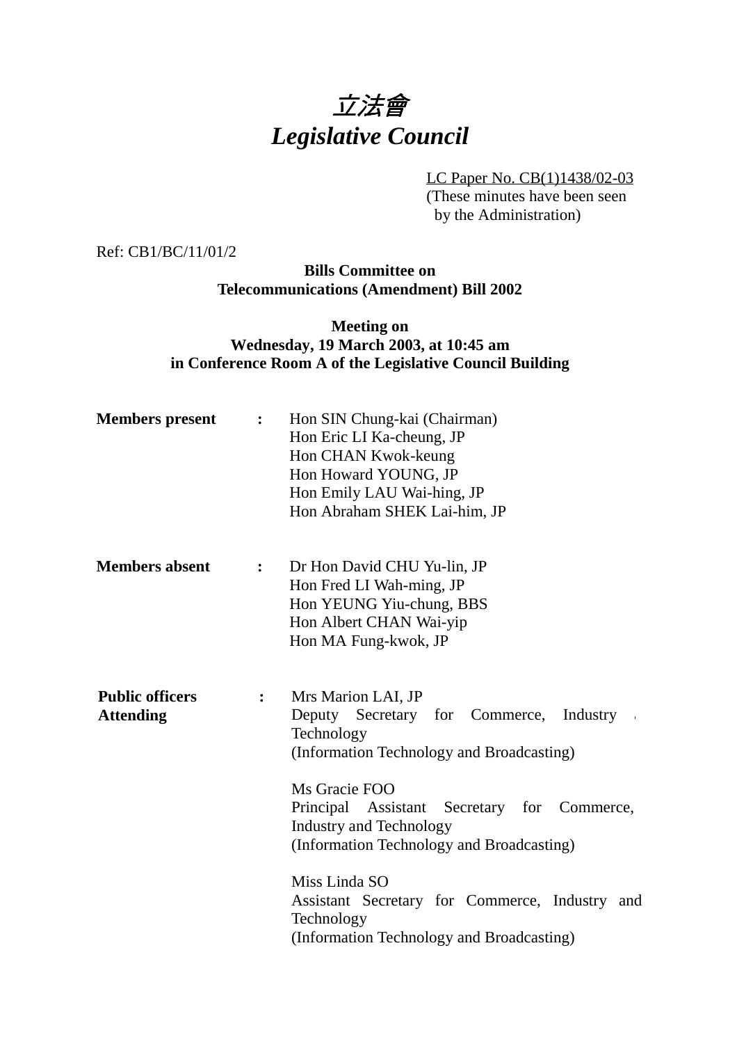# 立法會
# *Legislative Council*

LC Paper No. CB(1)1438/02-03
(These minutes have been seen by the Administration)

Ref: CB1/BC/11/01/2

**Bills Committee on**
**Telecommunications (Amendment) Bill 2002**

**Meeting on**
**Wednesday, 19 March 2003, at 10:45 am**
**in Conference Room A of the Legislative Council Building**

**Members present :**

Hon SIN Chung-kai (Chairman)
Hon Eric LI Ka-cheung, JP
Hon CHAN Kwok-keung
Hon Howard YOUNG, JP
Hon Emily LAU Wai-hing, JP
Hon Abraham SHEK Lai-him, JP

**Members absent :**

Dr Hon David CHU Yu-lin, JP
Hon Fred LI Wah-ming, JP
Hon YEUNG Yiu-chung, BBS
Hon Albert CHAN Wai-yip
Hon MA Fung-kwok, JP

**Public officers Attending :**

Mrs Marion LAI, JP
Deputy Secretary for Commerce, Industry and Technology
(Information Technology and Broadcasting)

Ms Gracie FOO
Principal Assistant Secretary for Commerce, Industry and Technology
(Information Technology and Broadcasting)

Miss Linda SO
Assistant Secretary for Commerce, Industry and Technology
(Information Technology and Broadcasting)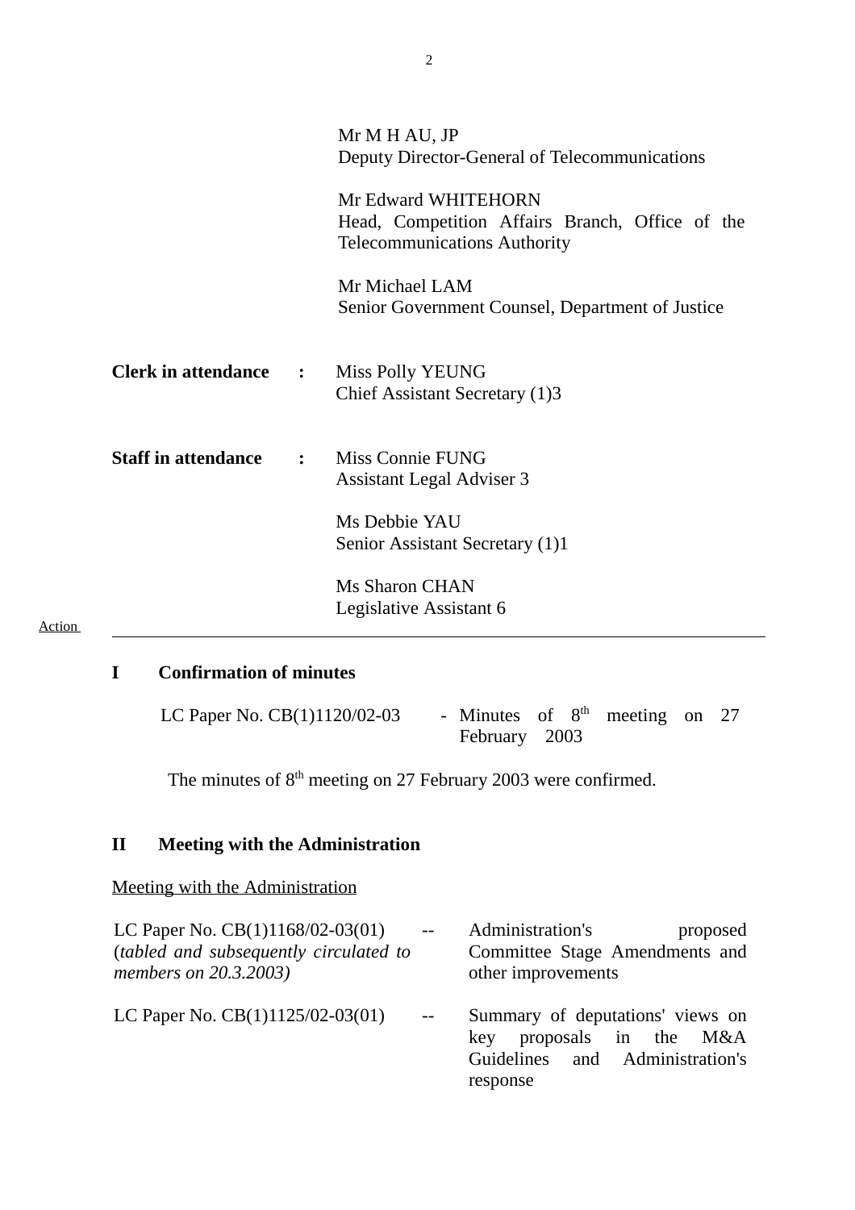Mr M H AU, JP
Deputy Director-General of Telecommunications

Mr Edward WHITEHORN
Head, Competition Affairs Branch, Office of the Telecommunications Authority

Mr Michael LAM
Senior Government Counsel, Department of Justice

**Clerk in attendance** : Miss Polly YEUNG
Chief Assistant Secretary (1)3

**Staff in attendance** : Miss Connie FUNG
Assistant Legal Adviser 3

Ms Debbie YAU
Senior Assistant Secretary (1)1

Ms Sharon CHAN
Legislative Assistant 6

Action

---

## I Confirmation of minutes

LC Paper No. CB(1)1120/02-03 - Minutes of 8th meeting on 27 February 2003

The minutes of 8th meeting on 27 February 2003 were confirmed.

## II Meeting with the Administration

Meeting with the Administration

| | | |
|---|---|---|
| LC Paper No. CB(1)1168/02-03(01) (*tabled and subsequently circulated to members on 20.3.2003)* | -- | Administration's proposed Committee Stage Amendments and other improvements |
| LC Paper No. CB(1)1125/02-03(01) | -- | Summary of deputations' views on key proposals in the M&A Guidelines and Administration's response |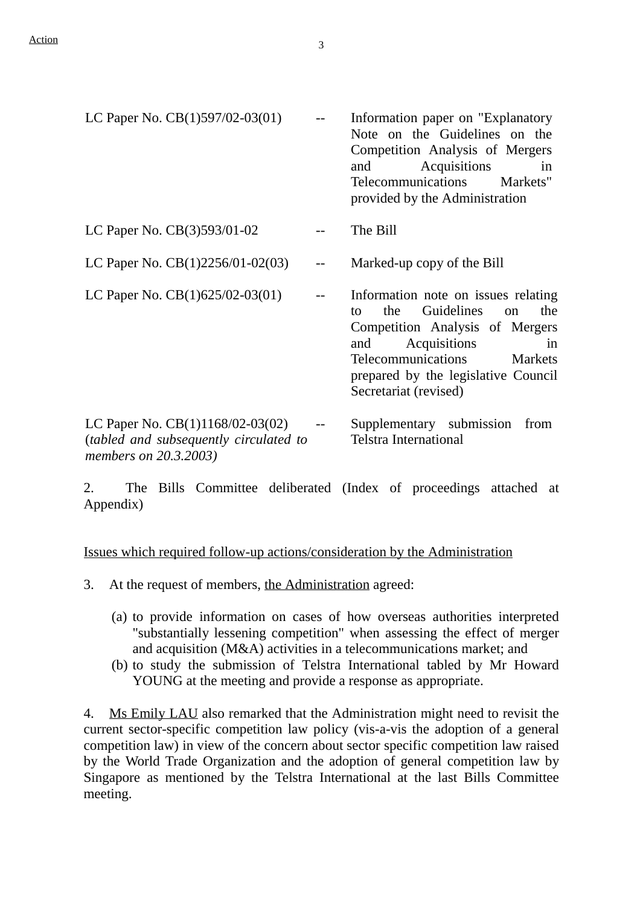Action

| | | |
|---|---|---|
| LC Paper No. CB(1)597/02-03(01) | -- | Information paper on "Explanatory Note on the Guidelines on the Competition Analysis of Mergers and Acquisitions in Telecommunications Markets" provided by the Administration |
| LC Paper No. CB(3)593/01-02 | -- | The Bill |
| LC Paper No. CB(1)2256/01-02(03) | -- | Marked-up copy of the Bill |
| LC Paper No. CB(1)625/02-03(01) | -- | Information note on issues relating to the Guidelines on the Competition Analysis of Mergers and Acquisitions in Telecommunications Markets prepared by the legislative Council Secretariat (revised) |
| LC Paper No. CB(1)1168/02-03(02) (*tabled and subsequently circulated to members on 20.3.2003)* | -- | Supplementary submission from Telstra International |

2. The Bills Committee deliberated (Index of proceedings attached at Appendix)

<u>Issues which required follow-up actions/consideration by the Administration</u>

3. At the request of members, <u>the Administration</u> agreed:

(a) to provide information on cases of how overseas authorities interpreted "substantially lessening competition" when assessing the effect of merger and acquisition (M&A) activities in a telecommunications market; and
(b) to study the submission of Telstra International tabled by Mr Howard YOUNG at the meeting and provide a response as appropriate.

4. <u>Ms Emily LAU</u> also remarked that the Administration might need to revisit the current sector-specific competition law policy (vis-a-vis the adoption of a general competition law) in view of the concern about sector specific competition law raised by the World Trade Organization and the adoption of general competition law by Singapore as mentioned by the Telstra International at the last Bills Committee meeting.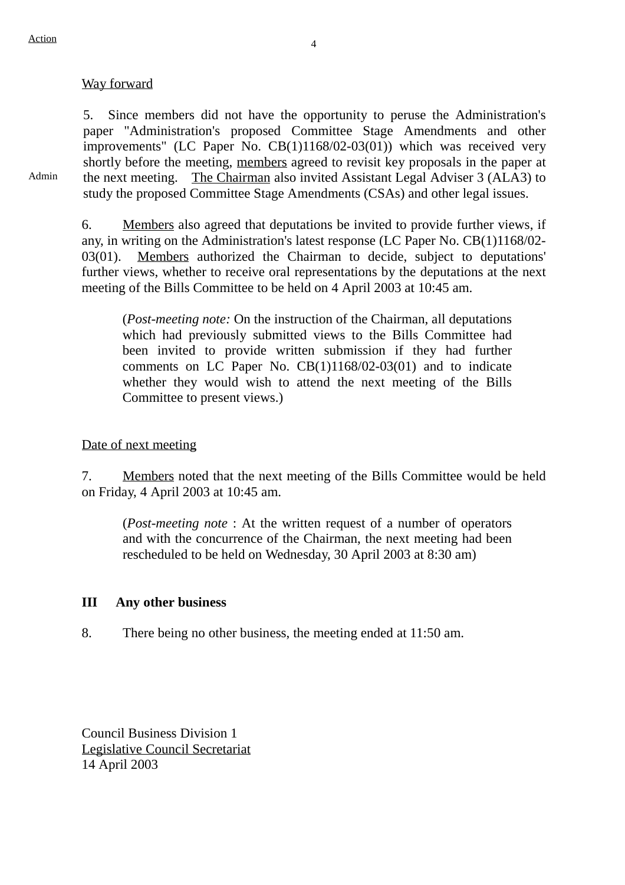Action

Way forward

5. Since members did not have the opportunity to peruse the Administration's paper "Administration's proposed Committee Stage Amendments and other improvements" (LC Paper No. CB(1)1168/02-03(01)) which was received very shortly before the meeting, members agreed to revisit key proposals in the paper at the next meeting. The Chairman also invited Assistant Legal Adviser 3 (ALA3) to study the proposed Committee Stage Amendments (CSAs) and other legal issues.

Admin

6. Members also agreed that deputations be invited to provide further views, if any, in writing on the Administration's latest response (LC Paper No. CB(1)1168/02-03(01). Members authorized the Chairman to decide, subject to deputations' further views, whether to receive oral representations by the deputations at the next meeting of the Bills Committee to be held on 4 April 2003 at 10:45 am.

> (*Post-meeting note:* On the instruction of the Chairman, all deputations which had previously submitted views to the Bills Committee had been invited to provide written submission if they had further comments on LC Paper No. CB(1)1168/02-03(01) and to indicate whether they would wish to attend the next meeting of the Bills Committee to present views.)

Date of next meeting

7. Members noted that the next meeting of the Bills Committee would be held on Friday, 4 April 2003 at 10:45 am.

> (*Post-meeting note* : At the written request of a number of operators and with the concurrence of the Chairman, the next meeting had been rescheduled to be held on Wednesday, 30 April 2003 at 8:30 am)

**III Any other business**

8. There being no other business, the meeting ended at 11:50 am.

Council Business Division 1
Legislative Council Secretariat
14 April 2003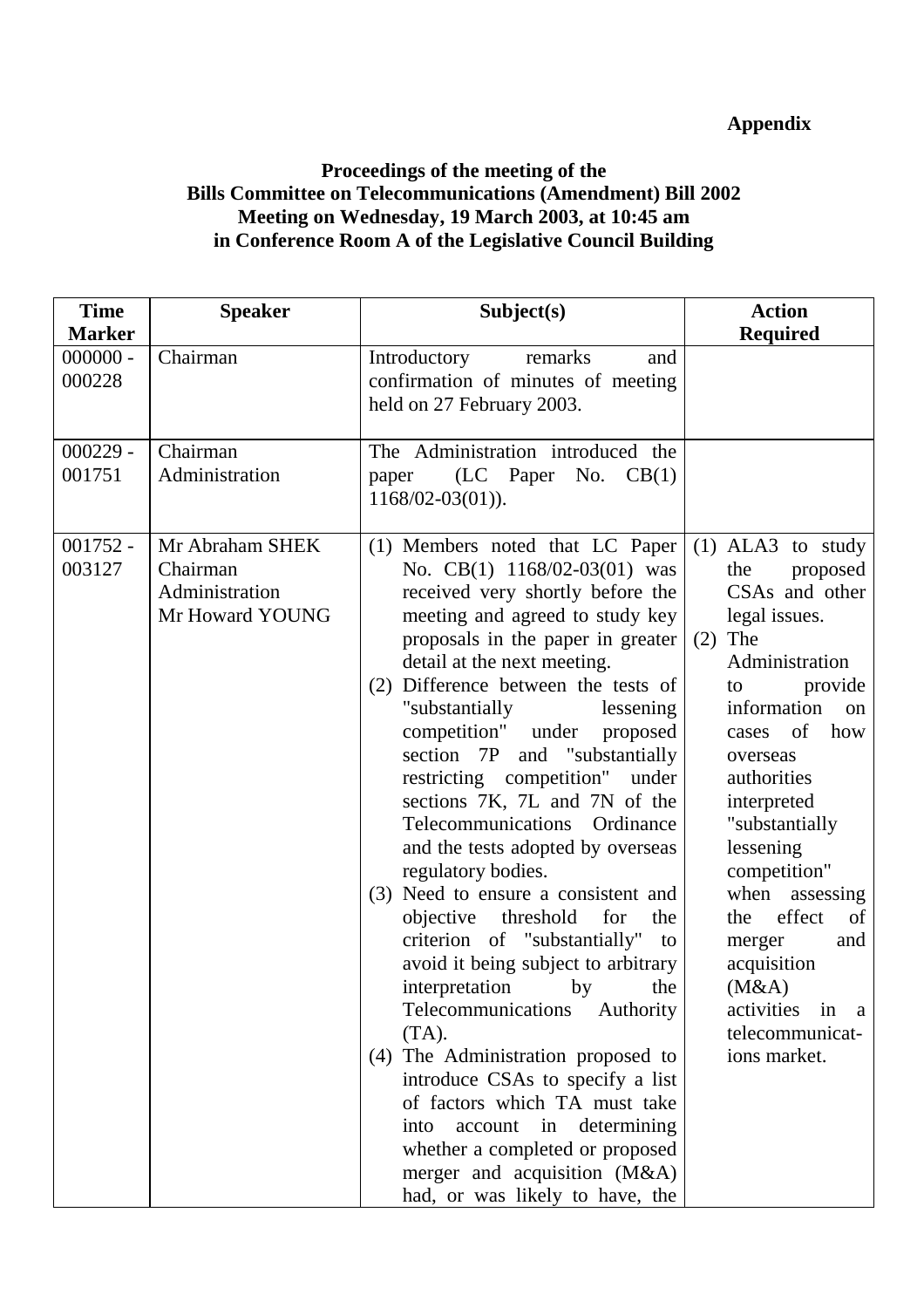**Appendix**

**Proceedings of the meeting of the**
**Bills Committee on Telecommunications (Amendment) Bill 2002**
**Meeting on Wednesday, 19 March 2003, at 10:45 am**
**in Conference Room A of the Legislative Council Building**

| Time Marker | Speaker | Subject(s) | Action Required |
|---|---|---|---|
| 000000 - 000228 | Chairman | Introductory remarks and confirmation of minutes of meeting held on 27 February 2003. | |
| 000229 - 001751 | Chairman<br>Administration | The Administration introduced the paper (LC Paper No. CB(1) 1168/02-03(01)). | |
| 001752 - 003127 | Mr Abraham SHEK<br>Chairman<br>Administration<br>Mr Howard YOUNG | (1) Members noted that LC Paper No. CB(1) 1168/02-03(01) was received very shortly before the meeting and agreed to study key proposals in the paper in greater detail at the next meeting.<br>(2) Difference between the tests of "substantially lessening competition" under proposed section 7P and "substantially restricting competition" under sections 7K, 7L and 7N of the Telecommunications Ordinance and the tests adopted by overseas regulatory bodies.<br>(3) Need to ensure a consistent and objective threshold for the criterion of "substantially" to avoid it being subject to arbitrary interpretation by the Telecommunications Authority (TA).<br>(4) The Administration proposed to introduce CSAs to specify a list of factors which TA must take into account in determining whether a completed or proposed merger and acquisition (M&A) had, or was likely to have, the | (1) ALA3 to study the proposed CSAs and other legal issues.<br>(2) The Administration to provide information on cases of how overseas authorities interpreted "substantially lessening competition" when assessing the effect of merger and acquisition (M&A) activities in a telecommunications market. |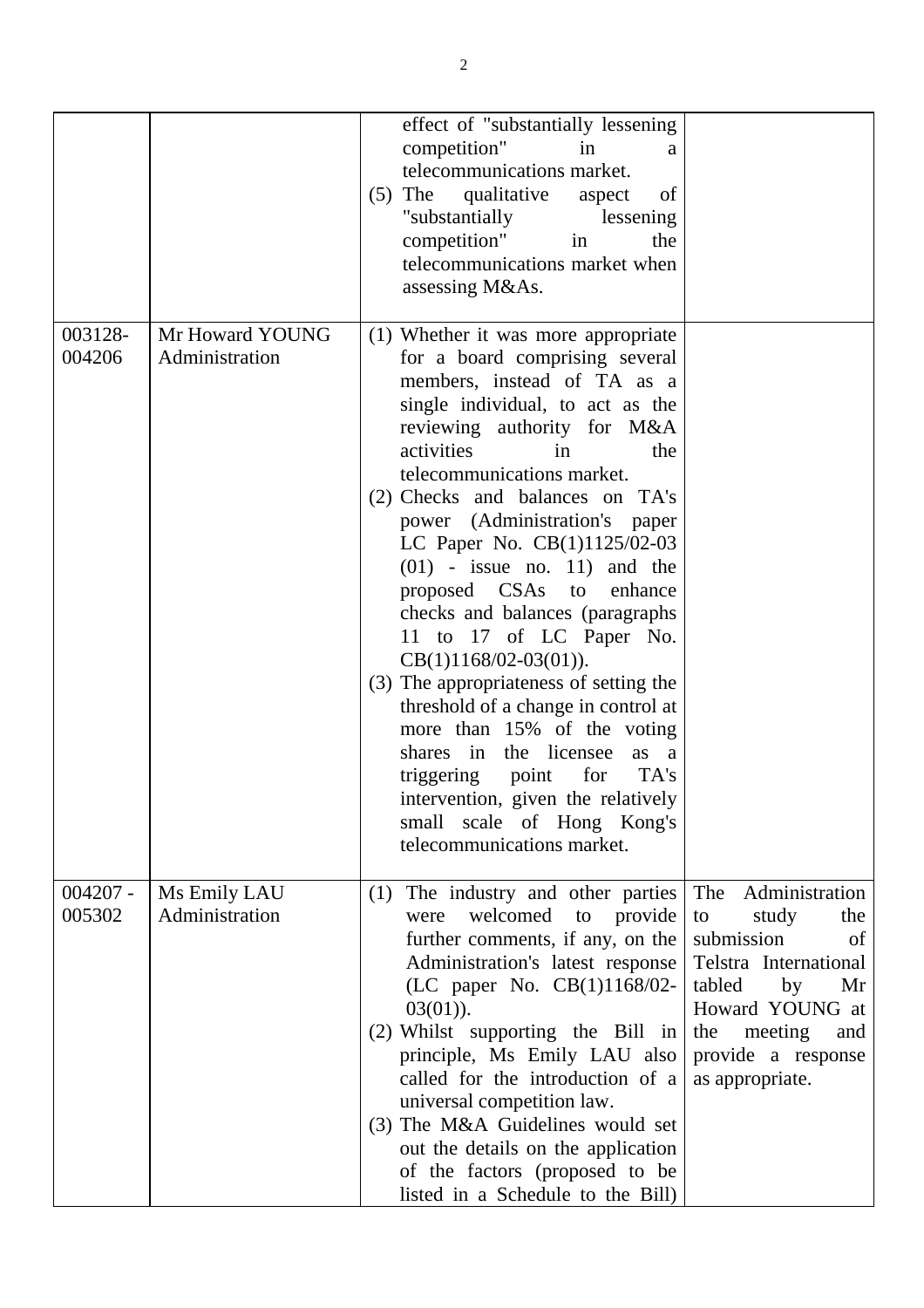|  |  |  |  |
|---|---|---|---|
|  |  | effect of "substantially lessening competition" in a telecommunications market.<br>(5) The qualitative aspect of "substantially lessening competition" in the telecommunications market when assessing M&As. |  |
| 003128-004206 | Mr Howard YOUNG<br>Administration | (1) Whether it was more appropriate for a board comprising several members, instead of TA as a single individual, to act as the reviewing authority for M&A activities in the telecommunications market.<br>(2) Checks and balances on TA's power (Administration's paper LC Paper No. CB(1)1125/02-03 (01) - issue no. 11) and the proposed CSAs to enhance checks and balances (paragraphs 11 to 17 of LC Paper No. CB(1)1168/02-03(01)).<br>(3) The appropriateness of setting the threshold of a change in control at more than 15% of the voting shares in the licensee as a triggering point for TA's intervention, given the relatively small scale of Hong Kong's telecommunications market. |  |
| 004207 - 005302 | Ms Emily LAU<br>Administration | (1) The industry and other parties were welcomed to provide further comments, if any, on the Administration's latest response (LC paper No. CB(1)1168/02-03(01)).<br>(2) Whilst supporting the Bill in principle, Ms Emily LAU also called for the introduction of a universal competition law.<br>(3) The M&A Guidelines would set out the details on the application of the factors (proposed to be listed in a Schedule to the Bill) | The Administration to study the submission of Telstra International tabled by Mr Howard YOUNG at the meeting and provide a response as appropriate. |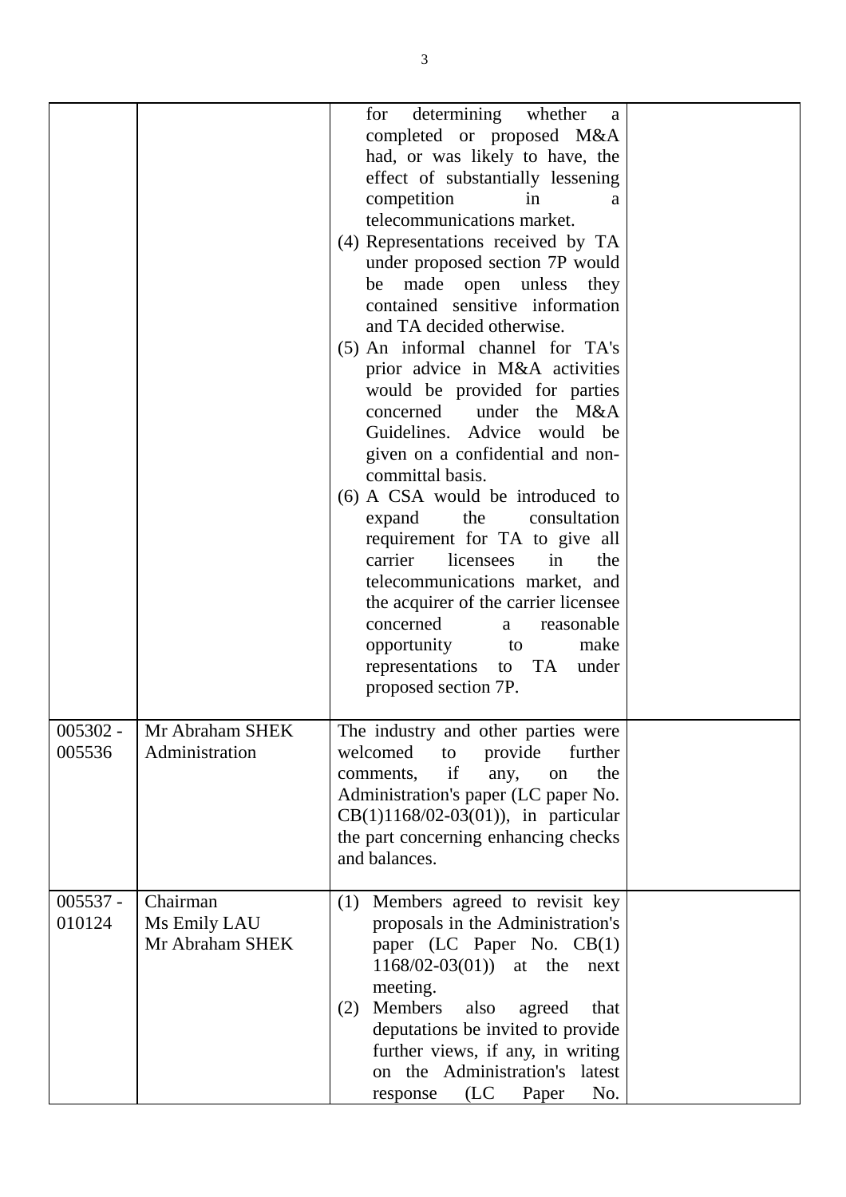| | | | |
|---|---|---|---|
| | | for determining whether a completed or proposed M&A had, or was likely to have, the effect of substantially lessening competition in a telecommunications market.<br>(4) Representations received by TA under proposed section 7P would be made open unless they contained sensitive information and TA decided otherwise.<br>(5) An informal channel for TA's prior advice in M&A activities would be provided for parties concerned under the M&A Guidelines. Advice would be given on a confidential and non-committal basis.<br>(6) A CSA would be introduced to expand the consultation requirement for TA to give all carrier licensees in the telecommunications market, and the acquirer of the carrier licensee concerned a reasonable opportunity to make representations to TA under proposed section 7P. | |
| 005302 - 005536 | Mr Abraham SHEK<br>Administration | The industry and other parties were welcomed to provide further comments, if any, on the Administration's paper (LC paper No. CB(1)1168/02-03(01)), in particular the part concerning enhancing checks and balances. | |
| 005537 - 010124 | Chairman<br>Ms Emily LAU<br>Mr Abraham SHEK | (1) Members agreed to revisit key proposals in the Administration's paper (LC Paper No. CB(1) 1168/02-03(01)) at the next meeting.<br>(2) Members also agreed that deputations be invited to provide further views, if any, in writing on the Administration's latest response (LC Paper No. | |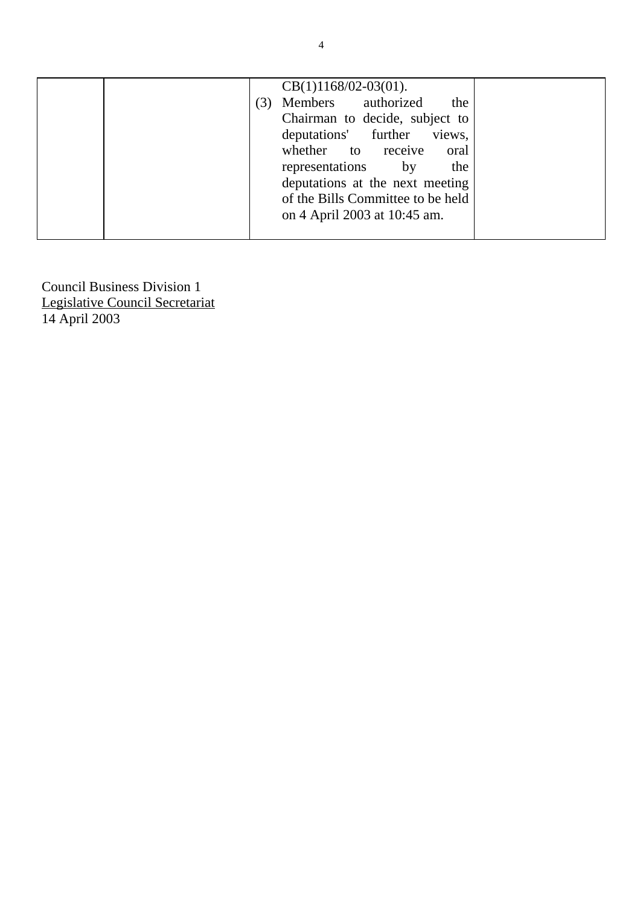| | | | |
|---|---|---|---|
| | | CB(1)1168/02-03(01).<br>(3) Members authorized the Chairman to decide, subject to deputations' further views, whether to receive oral representations by the deputations at the next meeting of the Bills Committee to be held on 4 April 2003 at 10:45 am. | |

Council Business Division 1
Legislative Council Secretariat
14 April 2003